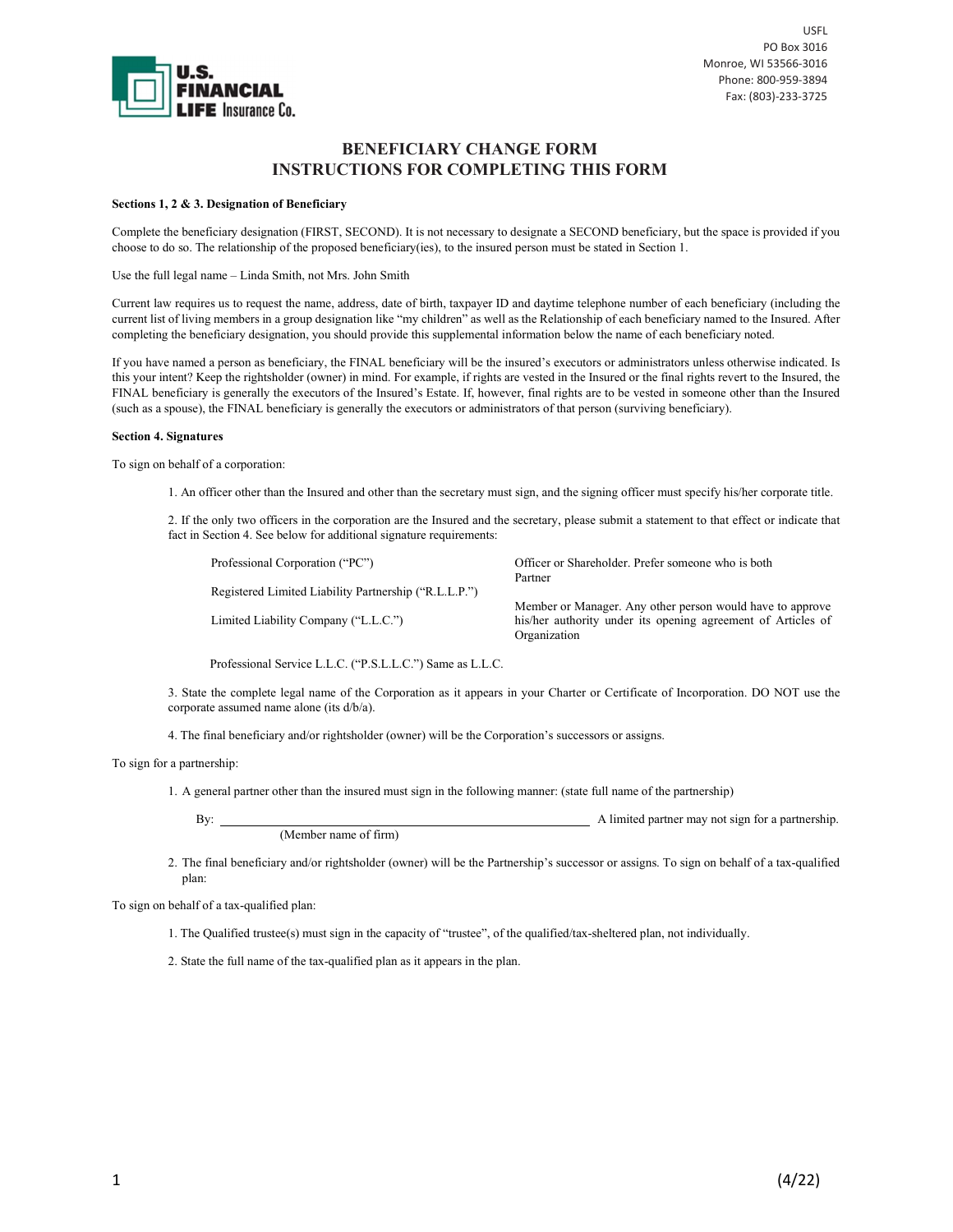USFL
PO Box 3016
Monroe, WI 53566-3016
Phone: 800-959-3894
Fax: (803)-233-3725

# BENEFICIARY CHANGE FORM
# INSTRUCTIONS FOR COMPLETING THIS FORM

**Sections 1, 2 & 3. Designation of Beneficiary**

Complete the beneficiary designation (FIRST, SECOND). It is not necessary to designate a SECOND beneficiary, but the space is provided if you choose to do so. The relationship of the proposed beneficiary(ies), to the insured person must be stated in Section 1.

Use the full legal name – Linda Smith, not Mrs. John Smith

Current law requires us to request the name, address, date of birth, taxpayer ID and daytime telephone number of each beneficiary (including the current list of living members in a group designation like "my children" as well as the Relationship of each beneficiary named to the Insured. After completing the beneficiary designation, you should provide this supplemental information below the name of each beneficiary noted.

If you have named a person as beneficiary, the FINAL beneficiary will be the insured's executors or administrators unless otherwise indicated. Is this your intent? Keep the rightsholder (owner) in mind. For example, if rights are vested in the Insured or the final rights revert to the Insured, the FINAL beneficiary is generally the executors of the Insured's Estate. If, however, final rights are to be vested in someone other than the Insured (such as a spouse), the FINAL beneficiary is generally the executors or administrators of that person (surviving beneficiary).

**Section 4. Signatures**

To sign on behalf of a corporation:

1. An officer other than the Insured and other than the secretary must sign, and the signing officer must specify his/her corporate title.

2. If the only two officers in the corporation are the Insured and the secretary, please submit a statement to that effect or indicate that fact in Section 4. See below for additional signature requirements:

| | |
|---|---|
| Professional Corporation ("PC") | Officer or Shareholder. Prefer someone who is both |
| Registered Limited Liability Partnership ("R.L.L.P.") | Partner |
| Limited Liability Company ("L.L.C.") | Member or Manager. Any other person would have to approve his/her authority under its opening agreement of Articles of Organization |

Professional Service L.L.C. ("P.S.L.L.C.") Same as L.L.C.

3. State the complete legal name of the Corporation as it appears in your Charter or Certificate of Incorporation. DO NOT use the corporate assumed name alone (its d/b/a).

4. The final beneficiary and/or rightsholder (owner) will be the Corporation's successors or assigns.

To sign for a partnership:

1. A general partner other than the insured must sign in the following manner: (state full name of the partnership)

   By: ______________________________ A limited partner may not sign for a partnership.
   (Member name of firm)

2. The final beneficiary and/or rightsholder (owner) will be the Partnership's successor or assigns. To sign on behalf of a tax-qualified plan:

To sign on behalf of a tax-qualified plan:

1. The Qualified trustee(s) must sign in the capacity of "trustee", of the qualified/tax-sheltered plan, not individually.

2. State the full name of the tax-qualified plan as it appears in the plan.

(4/22)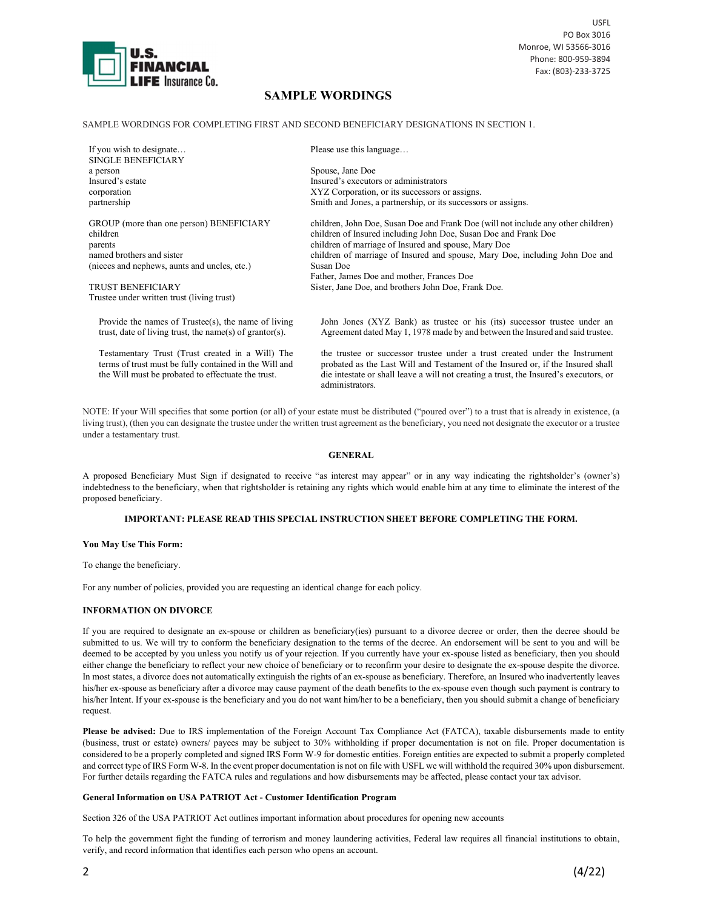USFL
PO Box 3016
Monroe, WI 53566-3016
Phone: 800-959-3894
Fax: (803)-233-3725

# SAMPLE WORDINGS

SAMPLE WORDINGS FOR COMPLETING FIRST AND SECOND BENEFICIARY DESIGNATIONS IN SECTION 1.

| If you wish to designate… | Please use this language… |
|---|---|
| SINGLE BENEFICIARY | |
| a person | Spouse, Jane Doe |
| Insured's estate | Insured's executors or administrators |
| corporation | XYZ Corporation, or its successors or assigns. |
| partnership | Smith and Jones, a partnership, or its successors or assigns. |
| GROUP (more than one person) BENEFICIARY | children, John Doe, Susan Doe and Frank Doe (will not include any other children) |
| children | children of Insured including John Doe, Susan Doe and Frank Doe |
| parents | children of marriage of Insured and spouse, Mary Doe |
| named brothers and sister | children of marriage of Insured and spouse, Mary Doe, including John Doe and Susan Doe |
| (nieces and nephews, aunts and uncles, etc.) | Father, James Doe and mother, Frances Doe |
| TRUST BENEFICIARY | Sister, Jane Doe, and brothers John Doe, Frank Doe. |
| Trustee under written trust (living trust) | |
| Provide the names of Trustee(s), the name of living trust, date of living trust, the name(s) of grantor(s). | John Jones (XYZ Bank) as trustee or his (its) successor trustee under an Agreement dated May 1, 1978 made by and between the Insured and said trustee. |
| Testamentary Trust (Trust created in a Will) The terms of trust must be fully contained in the Will and the Will must be probated to effectuate the trust. | the trustee or successor trustee under a trust created under the Instrument probated as the Last Will and Testament of the Insured or, if the Insured shall die intestate or shall leave a will not creating a trust, the Insured's executors, or administrators. |

NOTE: If your Will specifies that some portion (or all) of your estate must be distributed ("poured over") to a trust that is already in existence, (a living trust), (then you can designate the trustee under the written trust agreement as the beneficiary, you need not designate the executor or a trustee under a testamentary trust.

## GENERAL

A proposed Beneficiary Must Sign if designated to receive "as interest may appear" or in any way indicating the rightsholder's (owner's) indebtedness to the beneficiary, when that rightsholder is retaining any rights which would enable him at any time to eliminate the interest of the proposed beneficiary.

**IMPORTANT: PLEASE READ THIS SPECIAL INSTRUCTION SHEET BEFORE COMPLETING THE FORM.**

**You May Use This Form:**

To change the beneficiary.

For any number of policies, provided you are requesting an identical change for each policy.

**INFORMATION ON DIVORCE**

If you are required to designate an ex-spouse or children as beneficiary(ies) pursuant to a divorce decree or order, then the decree should be submitted to us. We will try to conform the beneficiary designation to the terms of the decree. An endorsement will be sent to you and will be deemed to be accepted by you unless you notify us of your rejection. If you currently have your ex-spouse listed as beneficiary, then you should either change the beneficiary to reflect your new choice of beneficiary or to reconfirm your desire to designate the ex-spouse despite the divorce. In most states, a divorce does not automatically extinguish the rights of an ex-spouse as beneficiary. Therefore, an Insured who inadvertently leaves his/her ex-spouse as beneficiary after a divorce may cause payment of the death benefits to the ex-spouse even though such payment is contrary to his/her Intent. If your ex-spouse is the beneficiary and you do not want him/her to be a beneficiary, then you should submit a change of beneficiary request.

**Please be advised:** Due to IRS implementation of the Foreign Account Tax Compliance Act (FATCA), taxable disbursements made to entity (business, trust or estate) owners/ payees may be subject to 30% withholding if proper documentation is not on file. Proper documentation is considered to be a properly completed and signed IRS Form W-9 for domestic entities. Foreign entities are expected to submit a properly completed and correct type of IRS Form W-8. In the event proper documentation is not on file with USFL we will withhold the required 30% upon disbursement. For further details regarding the FATCA rules and regulations and how disbursements may be affected, please contact your tax advisor.

**General Information on USA PATRIOT Act - Customer Identification Program**

Section 326 of the USA PATRIOT Act outlines important information about procedures for opening new accounts

To help the government fight the funding of terrorism and money laundering activities, Federal law requires all financial institutions to obtain, verify, and record information that identifies each person who opens an account.

(4/22)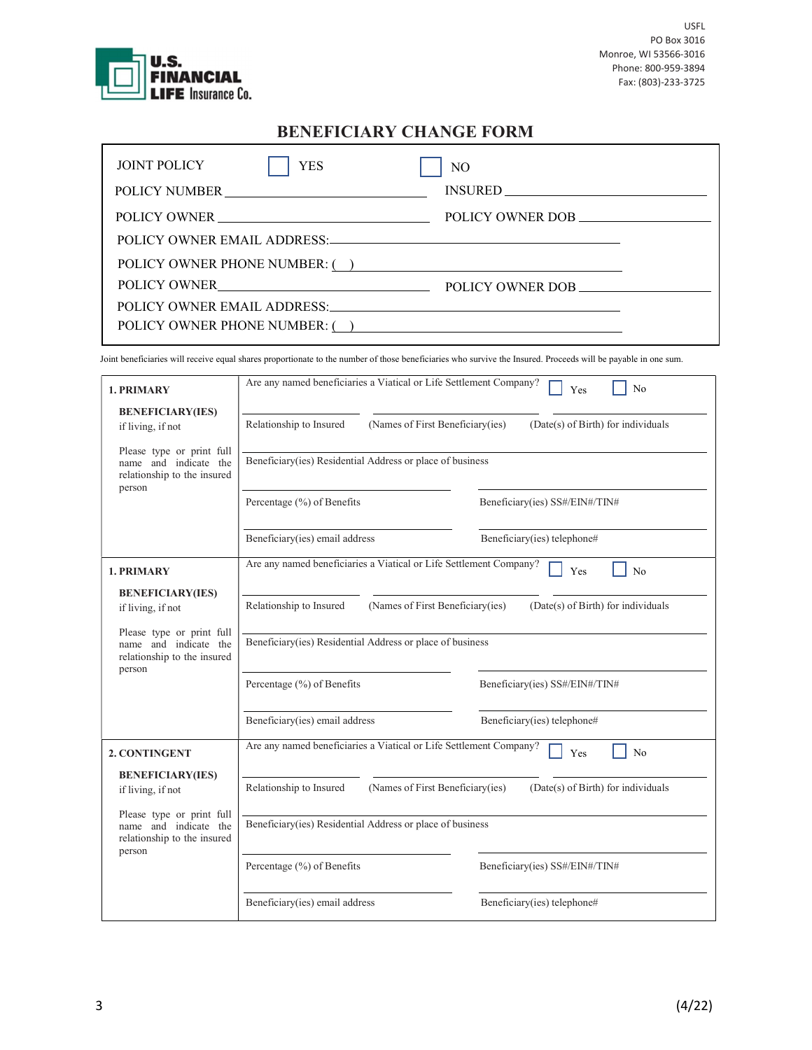U.S. FINANCIAL LIFE Insurance Co.

USFL
PO Box 3016
Monroe, WI 53566-3016
Phone: 800-959-3894
Fax: (803)-233-3725

# BENEFICIARY CHANGE FORM

JOINT POLICY ☐ YES ☐ NO

POLICY NUMBER ______________________ INSURED ______________________

POLICY OWNER ______________________ POLICY OWNER DOB ______________________

POLICY OWNER EMAIL ADDRESS: ______________________

POLICY OWNER PHONE NUMBER: ( ) ______________________

POLICY OWNER ______________________ POLICY OWNER DOB ______________________

POLICY OWNER EMAIL ADDRESS: ______________________

POLICY OWNER PHONE NUMBER: ( ) ______________________

Joint beneficiaries will receive equal shares proportionate to the number of those beneficiaries who survive the Insured. Proceeds will be payable in one sum.

| | |
|---|---|
| **1. PRIMARY**<br><br>**BENEFICIARY(IES)**<br>if living, if not<br><br>Please type or print full name and indicate the relationship to the insured person | Are any named beneficiaries a Viatical or Life Settlement Company? ☐ Yes ☐ No<br><br>Relationship to Insured ______ (Names of First Beneficiary(ies) ______ (Date(s) of Birth) for individuals ______<br><br>Beneficiary(ies) Residential Address or place of business ______<br><br>Percentage (%) of Benefits ______ Beneficiary(ies) SS#/EIN#/TIN# ______<br><br>Beneficiary(ies) email address ______ Beneficiary(ies) telephone# ______ |
| **1. PRIMARY**<br><br>**BENEFICIARY(IES)**<br>if living, if not<br><br>Please type or print full name and indicate the relationship to the insured person | Are any named beneficiaries a Viatical or Life Settlement Company? ☐ Yes ☐ No<br><br>Relationship to Insured ______ (Names of First Beneficiary(ies) ______ (Date(s) of Birth) for individuals ______<br><br>Beneficiary(ies) Residential Address or place of business ______<br><br>Percentage (%) of Benefits ______ Beneficiary(ies) SS#/EIN#/TIN# ______<br><br>Beneficiary(ies) email address ______ Beneficiary(ies) telephone# ______ |
| **2. CONTINGENT**<br><br>**BENEFICIARY(IES)**<br>if living, if not<br><br>Please type or print full name and indicate the relationship to the insured person | Are any named beneficiaries a Viatical or Life Settlement Company? ☐ Yes ☐ No<br><br>Relationship to Insured ______ (Names of First Beneficiary(ies) ______ (Date(s) of Birth) for individuals ______<br><br>Beneficiary(ies) Residential Address or place of business ______<br><br>Percentage (%) of Benefits ______ Beneficiary(ies) SS#/EIN#/TIN# ______<br><br>Beneficiary(ies) email address ______ Beneficiary(ies) telephone# ______ |

(4/22)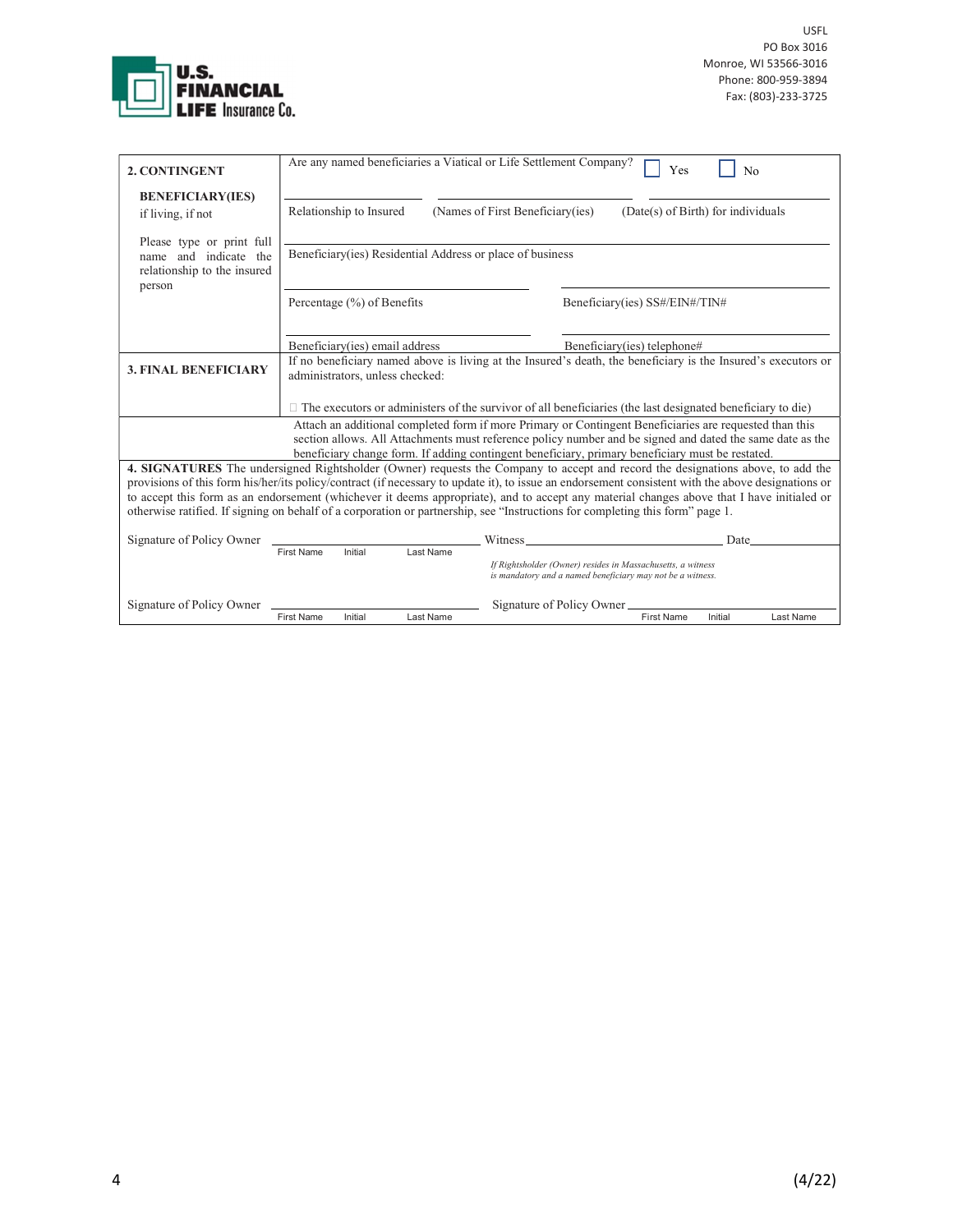U.S. FINANCIAL LIFE Insurance Co.

USFL
PO Box 3016
Monroe, WI 53566-3016
Phone: 800-959-3894
Fax: (803)-233-3725

| | |
|---|---|
| **2. CONTINGENT BENEFICIARY(IES)** if living, if not<br><br>Please type or print full name and indicate the relationship to the insured person | Are any named beneficiaries a Viatical or Life Settlement Company? ☐ Yes ☐ No<br><br>Relationship to Insured _____ (Names of First Beneficiary(ies) _____ (Date(s) of Birth) for individuals _____<br><br>Beneficiary(ies) Residential Address or place of business _____<br><br>Percentage (%) of Benefits _____ Beneficiary(ies) SS#/EIN#/TIN# _____<br><br>Beneficiary(ies) email address _____ Beneficiary(ies) telephone# _____ |
| **3. FINAL BENEFICIARY** | If no beneficiary named above is living at the Insured's death, the beneficiary is the Insured's executors or administrators, unless checked:<br><br>☐ The executors or administers of the survivor of all beneficiaries (the last designated beneficiary to die) |
| | Attach an additional completed form if more Primary or Contingent Beneficiaries are requested than this section allows. All Attachments must reference policy number and be signed and dated the same date as the beneficiary change form. If adding contingent beneficiary, primary beneficiary must be restated. |

**4. SIGNATURES** The undersigned Rightsholder (Owner) requests the Company to accept and record the designations above, to add the provisions of this form his/her/its policy/contract (if necessary to update it), to issue an endorsement consistent with the above designations or to accept this form as an endorsement (whichever it deems appropriate), and to accept any material changes above that I have initialed or otherwise ratified. If signing on behalf of a corporation or partnership, see "Instructions for completing this form" page 1.

Signature of Policy Owner _______________ Witness _______________ Date _______________
First Name Initial Last Name

*If Rightsholder (Owner) resides in Massachusetts, a witness is mandatory and a named beneficiary may not be a witness.*

Signature of Policy Owner _______________ Signature of Policy Owner _______________
First Name Initial Last Name First Name Initial Last Name

(4/22)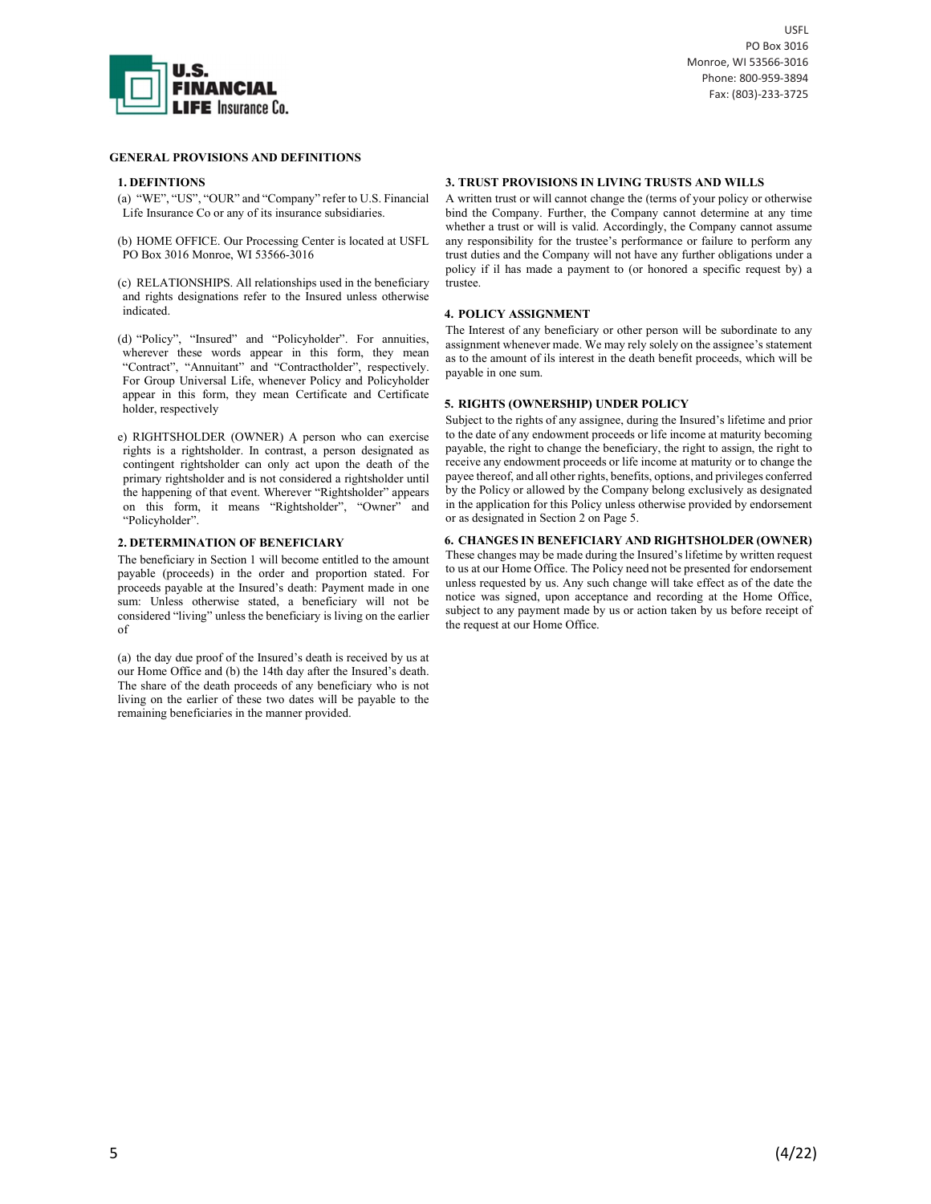USFL
PO Box 3016
Monroe, WI 53566-3016
Phone: 800-959-3894
Fax: (803)-233-3725

## GENERAL PROVISIONS AND DEFINITIONS

### 1. DEFINTIONS

(a) "WE", "US", "OUR" and "Company" refer to U.S. Financial Life Insurance Co or any of its insurance subsidiaries.

(b) HOME OFFICE. Our Processing Center is located at USFL PO Box 3016 Monroe, WI 53566-3016

(c) RELATIONSHIPS. All relationships used in the beneficiary and rights designations refer to the Insured unless otherwise indicated.

(d) "Policy", "Insured" and "Policyholder". For annuities, wherever these words appear in this form, they mean "Contract", "Annuitant" and "Contractholder", respectively. For Group Universal Life, whenever Policy and Policyholder appear in this form, they mean Certificate and Certificate holder, respectively

e) RIGHTSHOLDER (OWNER) A person who can exercise rights is a rightsholder. In contrast, a person designated as contingent rightsholder can only act upon the death of the primary rightsholder and is not considered a rightsholder until the happening of that event. Wherever "Rightsholder" appears on this form, it means "Rightsholder", "Owner" and "Policyholder".

### 2. DETERMINATION OF BENEFICIARY

The beneficiary in Section 1 will become entitled to the amount payable (proceeds) in the order and proportion stated. For proceeds payable at the Insured's death: Payment made in one sum: Unless otherwise stated, a beneficiary will not be considered "living" unless the beneficiary is living on the earlier of

(a) the day due proof of the Insured's death is received by us at our Home Office and (b) the 14th day after the Insured's death. The share of the death proceeds of any beneficiary who is not living on the earlier of these two dates will be payable to the remaining beneficiaries in the manner provided.

### 3. TRUST PROVISIONS IN LIVING TRUSTS AND WILLS

A written trust or will cannot change the (terms of your policy or otherwise bind the Company. Further, the Company cannot determine at any time whether a trust or will is valid. Accordingly, the Company cannot assume any responsibility for the trustee's performance or failure to perform any trust duties and the Company will not have any further obligations under a policy if il has made a payment to (or honored a specific request by) a trustee.

### 4. POLICY ASSIGNMENT

The Interest of any beneficiary or other person will be subordinate to any assignment whenever made. We may rely solely on the assignee's statement as to the amount of ils interest in the death benefit proceeds, which will be payable in one sum.

### 5. RIGHTS (OWNERSHIP) UNDER POLICY

Subject to the rights of any assignee, during the Insured's lifetime and prior to the date of any endowment proceeds or life income at maturity becoming payable, the right to change the beneficiary, the right to assign, the right to receive any endowment proceeds or life income at maturity or to change the payee thereof, and all other rights, benefits, options, and privileges conferred by the Policy or allowed by the Company belong exclusively as designated in the application for this Policy unless otherwise provided by endorsement or as designated in Section 2 on Page 5.

### 6. CHANGES IN BENEFICIARY AND RIGHTSHOLDER (OWNER)

These changes may be made during the Insured's lifetime by written request to us at our Home Office. The Policy need not be presented for endorsement unless requested by us. Any such change will take effect as of the date the notice was signed, upon acceptance and recording at the Home Office, subject to any payment made by us or action taken by us before receipt of the request at our Home Office.

(4/22)